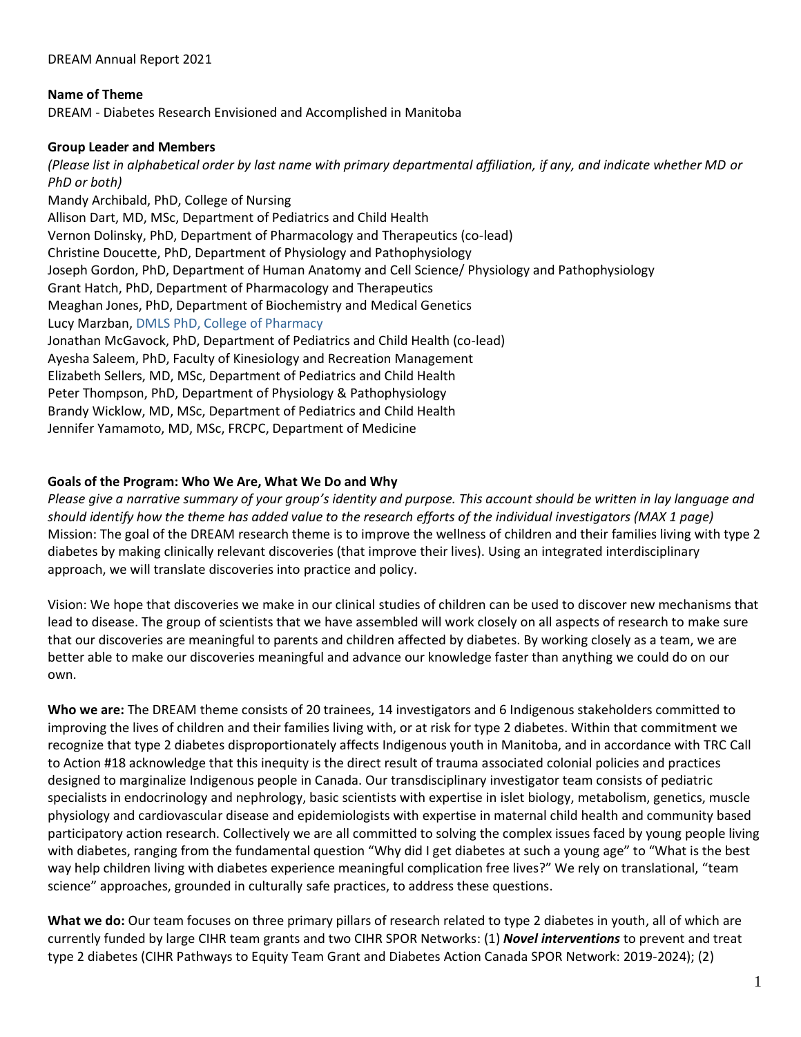DREAM Annual Report 2021

**Name of Theme**

DREAM - Diabetes Research Envisioned and Accomplished in Manitoba

**Group Leader and Members**

*(Please list in alphabetical order by last name with primary departmental affiliation, if any, and indicate whether MD or PhD or both)*

Mandy Archibald, PhD, College of Nursing
Allison Dart, MD, MSc, Department of Pediatrics and Child Health
Vernon Dolinsky, PhD, Department of Pharmacology and Therapeutics (co-lead)
Christine Doucette, PhD, Department of Physiology and Pathophysiology
Joseph Gordon, PhD, Department of Human Anatomy and Cell Science/ Physiology and Pathophysiology
Grant Hatch, PhD, Department of Pharmacology and Therapeutics
Meaghan Jones, PhD, Department of Biochemistry and Medical Genetics
Lucy Marzban, DMLS PhD, College of Pharmacy
Jonathan McGavock, PhD, Department of Pediatrics and Child Health (co-lead)
Ayesha Saleem, PhD, Faculty of Kinesiology and Recreation Management
Elizabeth Sellers, MD, MSc, Department of Pediatrics and Child Health
Peter Thompson, PhD, Department of Physiology & Pathophysiology
Brandy Wicklow, MD, MSc, Department of Pediatrics and Child Health
Jennifer Yamamoto, MD, MSc, FRCPC, Department of Medicine

**Goals of the Program: Who We Are, What We Do and Why**

*Please give a narrative summary of your group's identity and purpose. This account should be written in lay language and should identify how the theme has added value to the research efforts of the individual investigators (MAX 1 page)*

Mission: The goal of the DREAM research theme is to improve the wellness of children and their families living with type 2 diabetes by making clinically relevant discoveries (that improve their lives). Using an integrated interdisciplinary approach, we will translate discoveries into practice and policy.

Vision: We hope that discoveries we make in our clinical studies of children can be used to discover new mechanisms that lead to disease. The group of scientists that we have assembled will work closely on all aspects of research to make sure that our discoveries are meaningful to parents and children affected by diabetes. By working closely as a team, we are better able to make our discoveries meaningful and advance our knowledge faster than anything we could do on our own.

**Who we are:** The DREAM theme consists of 20 trainees, 14 investigators and 6 Indigenous stakeholders committed to improving the lives of children and their families living with, or at risk for type 2 diabetes. Within that commitment we recognize that type 2 diabetes disproportionately affects Indigenous youth in Manitoba, and in accordance with TRC Call to Action #18 acknowledge that this inequity is the direct result of trauma associated colonial policies and practices designed to marginalize Indigenous people in Canada. Our transdisciplinary investigator team consists of pediatric specialists in endocrinology and nephrology, basic scientists with expertise in islet biology, metabolism, genetics, muscle physiology and cardiovascular disease and epidemiologists with expertise in maternal child health and community based participatory action research. Collectively we are all committed to solving the complex issues faced by young people living with diabetes, ranging from the fundamental question "Why did I get diabetes at such a young age" to "What is the best way help children living with diabetes experience meaningful complication free lives?" We rely on translational, "team science" approaches, grounded in culturally safe practices, to address these questions.

**What we do:** Our team focuses on three primary pillars of research related to type 2 diabetes in youth, all of which are currently funded by large CIHR team grants and two CIHR SPOR Networks: (1) ***Novel interventions*** to prevent and treat type 2 diabetes (CIHR Pathways to Equity Team Grant and Diabetes Action Canada SPOR Network: 2019-2024); (2)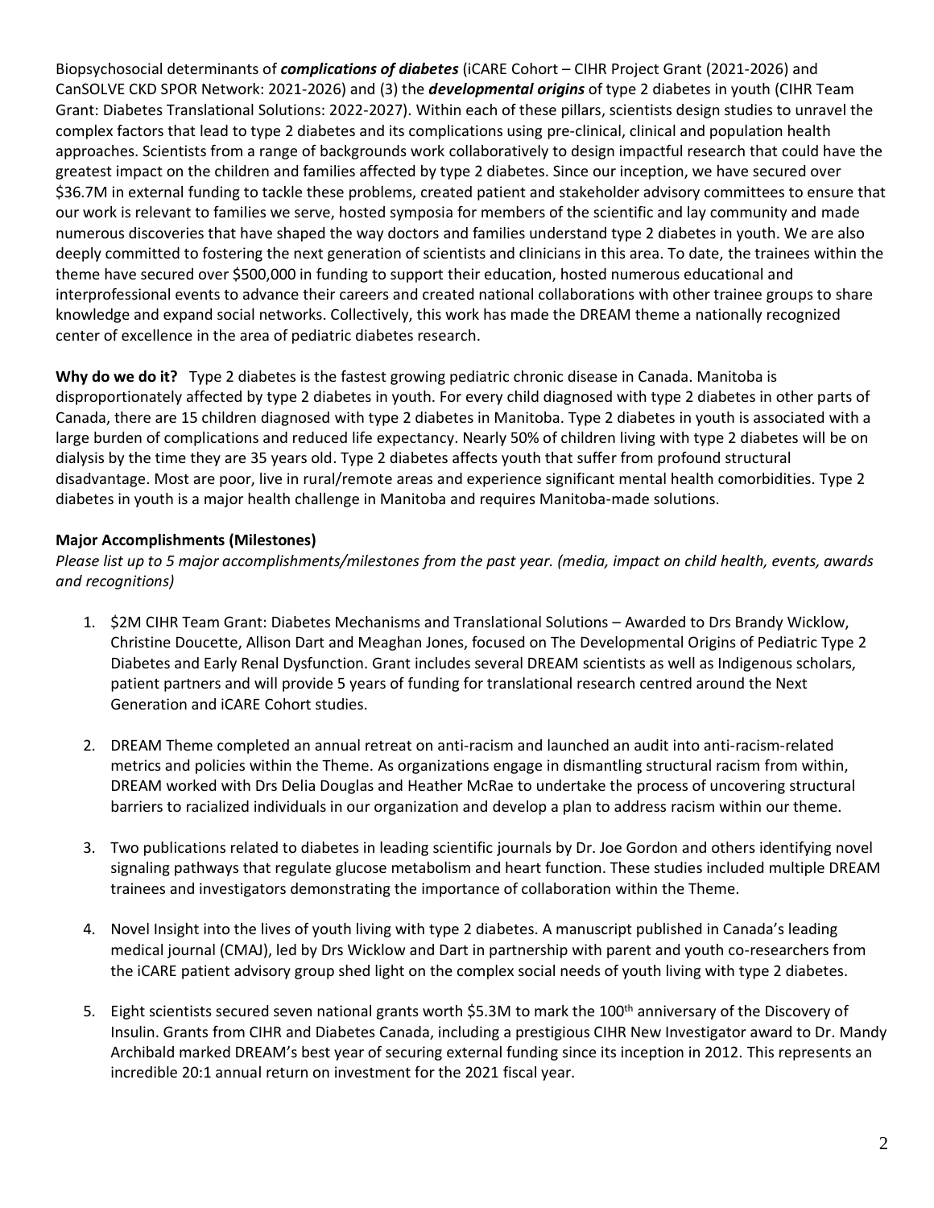Biopsychosocial determinants of ***complications of diabetes*** (iCARE Cohort – CIHR Project Grant (2021-2026) and CanSOLVE CKD SPOR Network: 2021-2026) and (3) the ***developmental origins*** of type 2 diabetes in youth (CIHR Team Grant: Diabetes Translational Solutions: 2022-2027). Within each of these pillars, scientists design studies to unravel the complex factors that lead to type 2 diabetes and its complications using pre-clinical, clinical and population health approaches. Scientists from a range of backgrounds work collaboratively to design impactful research that could have the greatest impact on the children and families affected by type 2 diabetes. Since our inception, we have secured over $36.7M in external funding to tackle these problems, created patient and stakeholder advisory committees to ensure that our work is relevant to families we serve, hosted symposia for members of the scientific and lay community and made numerous discoveries that have shaped the way doctors and families understand type 2 diabetes in youth. We are also deeply committed to fostering the next generation of scientists and clinicians in this area. To date, the trainees within the theme have secured over $500,000 in funding to support their education, hosted numerous educational and interprofessional events to advance their careers and created national collaborations with other trainee groups to share knowledge and expand social networks. Collectively, this work has made the DREAM theme a nationally recognized center of excellence in the area of pediatric diabetes research.

**Why do we do it?** Type 2 diabetes is the fastest growing pediatric chronic disease in Canada. Manitoba is disproportionately affected by type 2 diabetes in youth. For every child diagnosed with type 2 diabetes in other parts of Canada, there are 15 children diagnosed with type 2 diabetes in Manitoba. Type 2 diabetes in youth is associated with a large burden of complications and reduced life expectancy. Nearly 50% of children living with type 2 diabetes will be on dialysis by the time they are 35 years old. Type 2 diabetes affects youth that suffer from profound structural disadvantage. Most are poor, live in rural/remote areas and experience significant mental health comorbidities. Type 2 diabetes in youth is a major health challenge in Manitoba and requires Manitoba-made solutions.

**Major Accomplishments (Milestones)**

*Please list up to 5 major accomplishments/milestones from the past year. (media, impact on child health, events, awards and recognitions)*

1. $2M CIHR Team Grant: Diabetes Mechanisms and Translational Solutions – Awarded to Drs Brandy Wicklow, Christine Doucette, Allison Dart and Meaghan Jones, focused on The Developmental Origins of Pediatric Type 2 Diabetes and Early Renal Dysfunction. Grant includes several DREAM scientists as well as Indigenous scholars, patient partners and will provide 5 years of funding for translational research centred around the Next Generation and iCARE Cohort studies.

2. DREAM Theme completed an annual retreat on anti-racism and launched an audit into anti-racism-related metrics and policies within the Theme. As organizations engage in dismantling structural racism from within, DREAM worked with Drs Delia Douglas and Heather McRae to undertake the process of uncovering structural barriers to racialized individuals in our organization and develop a plan to address racism within our theme.

3. Two publications related to diabetes in leading scientific journals by Dr. Joe Gordon and others identifying novel signaling pathways that regulate glucose metabolism and heart function. These studies included multiple DREAM trainees and investigators demonstrating the importance of collaboration within the Theme.

4. Novel Insight into the lives of youth living with type 2 diabetes. A manuscript published in Canada's leading medical journal (CMAJ), led by Drs Wicklow and Dart in partnership with parent and youth co-researchers from the iCARE patient advisory group shed light on the complex social needs of youth living with type 2 diabetes.

5. Eight scientists secured seven national grants worth $5.3M to mark the 100th anniversary of the Discovery of Insulin. Grants from CIHR and Diabetes Canada, including a prestigious CIHR New Investigator award to Dr. Mandy Archibald marked DREAM's best year of securing external funding since its inception in 2012. This represents an incredible 20:1 annual return on investment for the 2021 fiscal year.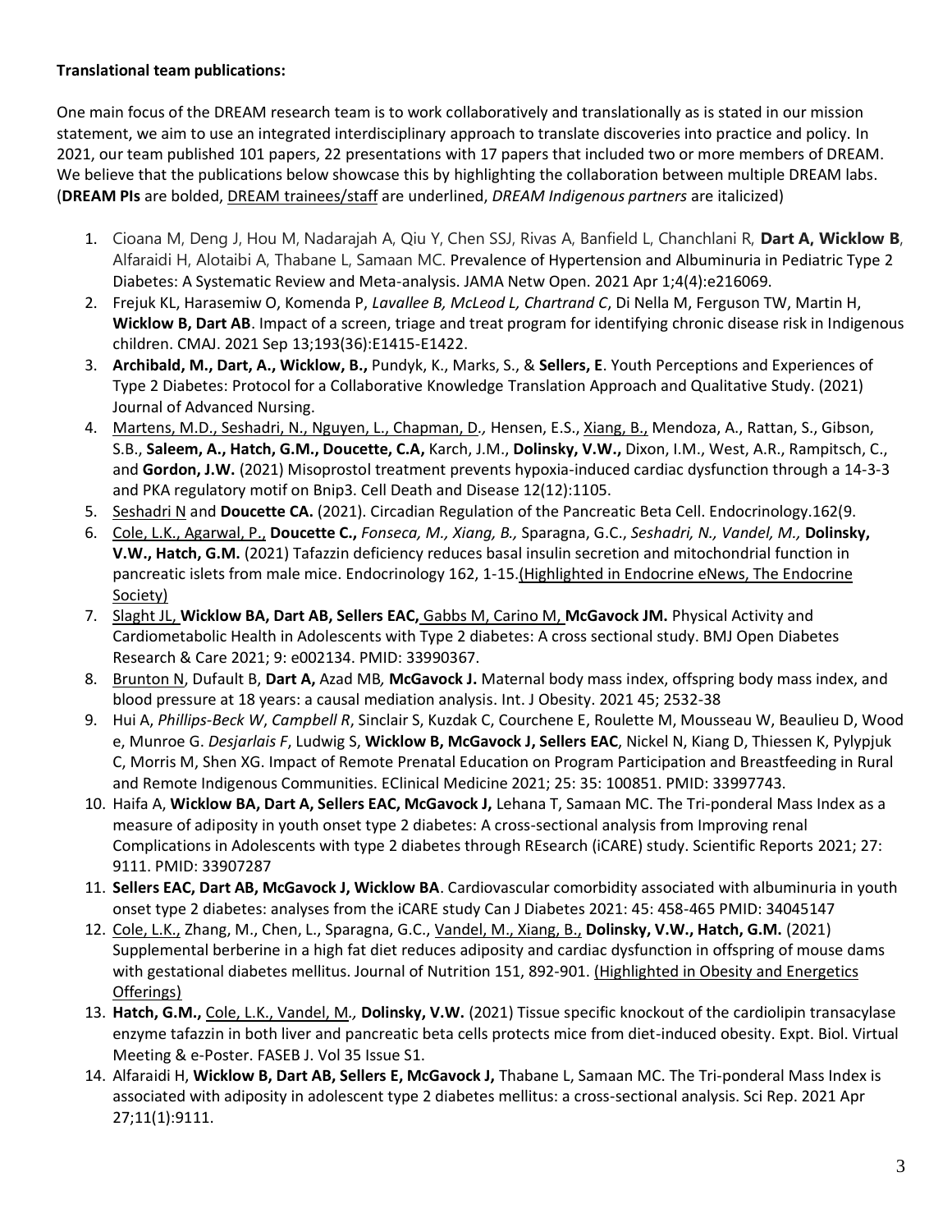**Translational team publications:**

One main focus of the DREAM research team is to work collaboratively and translationally as is stated in our mission statement, we aim to use an integrated interdisciplinary approach to translate discoveries into practice and policy. In 2021, our team published 101 papers, 22 presentations with 17 papers that included two or more members of DREAM. We believe that the publications below showcase this by highlighting the collaboration between multiple DREAM labs. (**DREAM PIs** are bolded, <u>DREAM trainees/staff</u> are underlined, *DREAM Indigenous partners* are italicized)

1. Cioana M, Deng J, Hou M, Nadarajah A, Qiu Y, Chen SSJ, Rivas A, Banfield L, Chanchlani R, **Dart A, Wicklow B**, Alfaraidi H, Alotaibi A, Thabane L, Samaan MC. Prevalence of Hypertension and Albuminuria in Pediatric Type 2 Diabetes: A Systematic Review and Meta-analysis. JAMA Netw Open. 2021 Apr 1;4(4):e216069.
2. Frejuk KL, Harasemiw O, Komenda P, *Lavallee B, McLeod L, Chartrand C*, Di Nella M, Ferguson TW, Martin H, **Wicklow B, Dart AB**. Impact of a screen, triage and treat program for identifying chronic disease risk in Indigenous children. CMAJ. 2021 Sep 13;193(36):E1415-E1422.
3. **Archibald, M., Dart, A., Wicklow, B.,** Pundyk, K., Marks, S., & **Sellers, E**. Youth Perceptions and Experiences of Type 2 Diabetes: Protocol for a Collaborative Knowledge Translation Approach and Qualitative Study. (2021) Journal of Advanced Nursing.
4. <u>Martens, M.D., Seshadri, N., Nguyen, L., Chapman, D.</u>, Hensen, E.S., <u>Xiang, B.,</u> Mendoza, A., Rattan, S., Gibson, S.B., **Saleem, A., Hatch, G.M., Doucette, C.A,** Karch, J.M., **Dolinsky, V.W.,** Dixon, I.M., West, A.R., Rampitsch, C., and **Gordon, J.W.** (2021) Misoprostol treatment prevents hypoxia-induced cardiac dysfunction through a 14-3-3 and PKA regulatory motif on Bnip3. Cell Death and Disease 12(12):1105.
5. <u>Seshadri N</u> and **Doucette CA.** (2021). Circadian Regulation of the Pancreatic Beta Cell. Endocrinology.162(9.
6. <u>Cole, L.K., Agarwal, P.,</u> **Doucette C.,** *Fonseca, M., Xiang, B.,* Sparagna, G.C., *Seshadri, N., Vandel, M.,* **Dolinsky, V.W., Hatch, G.M.** (2021) Tafazzin deficiency reduces basal insulin secretion and mitochondrial function in pancreatic islets from male mice. Endocrinology 162, 1-15.<u>(Highlighted in Endocrine eNews, The Endocrine Society)</u>
7. <u>Slaght JL,</u> **Wicklow BA, Dart AB, Sellers EAC,** <u>Gabbs M, Carino M,</u> **McGavock JM.** Physical Activity and Cardiometabolic Health in Adolescents with Type 2 diabetes: A cross sectional study. BMJ Open Diabetes Research & Care 2021; 9: e002134. PMID: 33990367.
8. <u>Brunton N</u>, Dufault B, **Dart A,** Azad MB*,* **McGavock J.** Maternal body mass index, offspring body mass index, and blood pressure at 18 years: a causal mediation analysis. Int. J Obesity. 2021 45; 2532-38
9. Hui A, *Phillips-Beck W*, *Campbell R*, Sinclair S, Kuzdak C, Courchene E, Roulette M, Mousseau W, Beaulieu D, Wood e, Munroe G. *Desjarlais F*, Ludwig S, **Wicklow B, McGavock J, Sellers EAC**, Nickel N, Kiang D, Thiessen K, Pylypjuk C, Morris M, Shen XG. Impact of Remote Prenatal Education on Program Participation and Breastfeeding in Rural and Remote Indigenous Communities. EClinical Medicine 2021; 25: 35: 100851. PMID: 33997743.
10. Haifa A, **Wicklow BA, Dart A, Sellers EAC, McGavock J,** Lehana T, Samaan MC. The Tri-ponderal Mass Index as a measure of adiposity in youth onset type 2 diabetes: A cross-sectional analysis from Improving renal Complications in Adolescents with type 2 diabetes through REsearch (iCARE) study. Scientific Reports 2021; 27: 9111. PMID: 33907287
11. **Sellers EAC, Dart AB, McGavock J, Wicklow BA**. Cardiovascular comorbidity associated with albuminuria in youth onset type 2 diabetes: analyses from the iCARE study Can J Diabetes 2021: 45: 458-465 PMID: 34045147
12. <u>Cole, L.K.,</u> Zhang, M., Chen, L., Sparagna, G.C., <u>Vandel, M., Xiang, B.,</u> **Dolinsky, V.W., Hatch, G.M.** (2021) Supplemental berberine in a high fat diet reduces adiposity and cardiac dysfunction in offspring of mouse dams with gestational diabetes mellitus. Journal of Nutrition 151, 892-901. <u>(Highlighted in Obesity and Energetics Offerings)</u>
13. **Hatch, G.M.,** <u>Cole, L.K., Vandel, M.</u>, **Dolinsky, V.W.** (2021) Tissue specific knockout of the cardiolipin transacylase enzyme tafazzin in both liver and pancreatic beta cells protects mice from diet-induced obesity. Expt. Biol. Virtual Meeting & e-Poster. FASEB J. Vol 35 Issue S1.
14. Alfaraidi H, **Wicklow B, Dart AB, Sellers E, McGavock J,** Thabane L, Samaan MC. The Tri-ponderal Mass Index is associated with adiposity in adolescent type 2 diabetes mellitus: a cross-sectional analysis. Sci Rep. 2021 Apr 27;11(1):9111.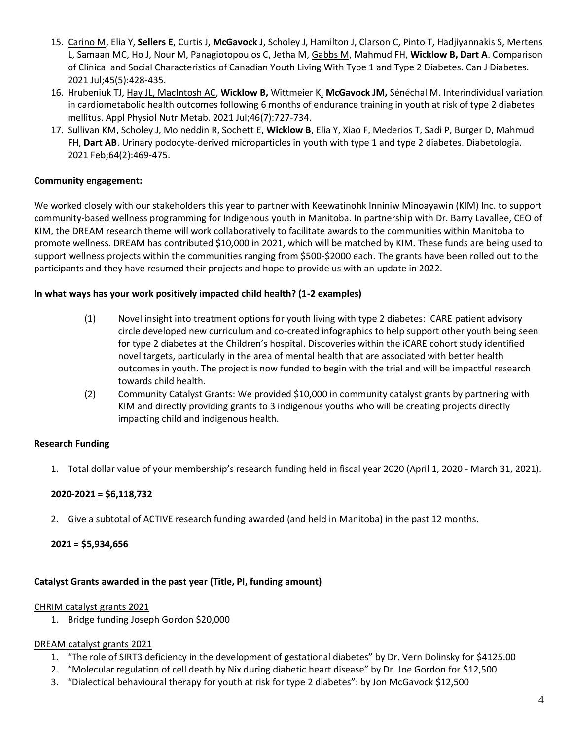15. Carino M, Elia Y, **Sellers E**, Curtis J, **McGavock J**, Scholey J, Hamilton J, Clarson C, Pinto T, Hadjiyannakis S, Mertens L, Samaan MC, Ho J, Nour M, Panagiotopoulos C, Jetha M, Gabbs M, Mahmud FH, **Wicklow B, Dart A**. Comparison of Clinical and Social Characteristics of Canadian Youth Living With Type 1 and Type 2 Diabetes. Can J Diabetes. 2021 Jul;45(5):428-435.
16. Hrubeniuk TJ, Hay JL, MacIntosh AC, **Wicklow B,** Wittmeier K, **McGavock JM,** Sénéchal M. Interindividual variation in cardiometabolic health outcomes following 6 months of endurance training in youth at risk of type 2 diabetes mellitus. Appl Physiol Nutr Metab. 2021 Jul;46(7):727-734.
17. Sullivan KM, Scholey J, Moineddin R, Sochett E, **Wicklow B**, Elia Y, Xiao F, Mederios T, Sadi P, Burger D, Mahmud FH, **Dart AB**. Urinary podocyte-derived microparticles in youth with type 1 and type 2 diabetes. Diabetologia. 2021 Feb;64(2):469-475.

**Community engagement:**

We worked closely with our stakeholders this year to partner with Keewatinohk Inniniw Minoayawin (KIM) Inc. to support community-based wellness programming for Indigenous youth in Manitoba. In partnership with Dr. Barry Lavallee, CEO of KIM, the DREAM research theme will work collaboratively to facilitate awards to the communities within Manitoba to promote wellness. DREAM has contributed $10,000 in 2021, which will be matched by KIM. These funds are being used to support wellness projects within the communities ranging from $500-$2000 each. The grants have been rolled out to the participants and they have resumed their projects and hope to provide us with an update in 2022.

**In what ways has your work positively impacted child health? (1-2 examples)**

(1) Novel insight into treatment options for youth living with type 2 diabetes: iCARE patient advisory circle developed new curriculum and co-created infographics to help support other youth being seen for type 2 diabetes at the Children's hospital. Discoveries within the iCARE cohort study identified novel targets, particularly in the area of mental health that are associated with better health outcomes in youth. The project is now funded to begin with the trial and will be impactful research towards child health.

(2) Community Catalyst Grants: We provided $10,000 in community catalyst grants by partnering with KIM and directly providing grants to 3 indigenous youths who will be creating projects directly impacting child and indigenous health.

**Research Funding**

1. Total dollar value of your membership's research funding held in fiscal year 2020 (April 1, 2020 - March 31, 2021).

**2020-2021 = $6,118,732**

2. Give a subtotal of ACTIVE research funding awarded (and held in Manitoba) in the past 12 months.

**2021 = $5,934,656**

**Catalyst Grants awarded in the past year (Title, PI, funding amount)**

CHRIM catalyst grants 2021

1. Bridge funding Joseph Gordon $20,000

DREAM catalyst grants 2021

1. "The role of SIRT3 deficiency in the development of gestational diabetes" by Dr. Vern Dolinsky for $4125.00
2. "Molecular regulation of cell death by Nix during diabetic heart disease" by Dr. Joe Gordon for $12,500
3. "Dialectical behavioural therapy for youth at risk for type 2 diabetes": by Jon McGavock $12,500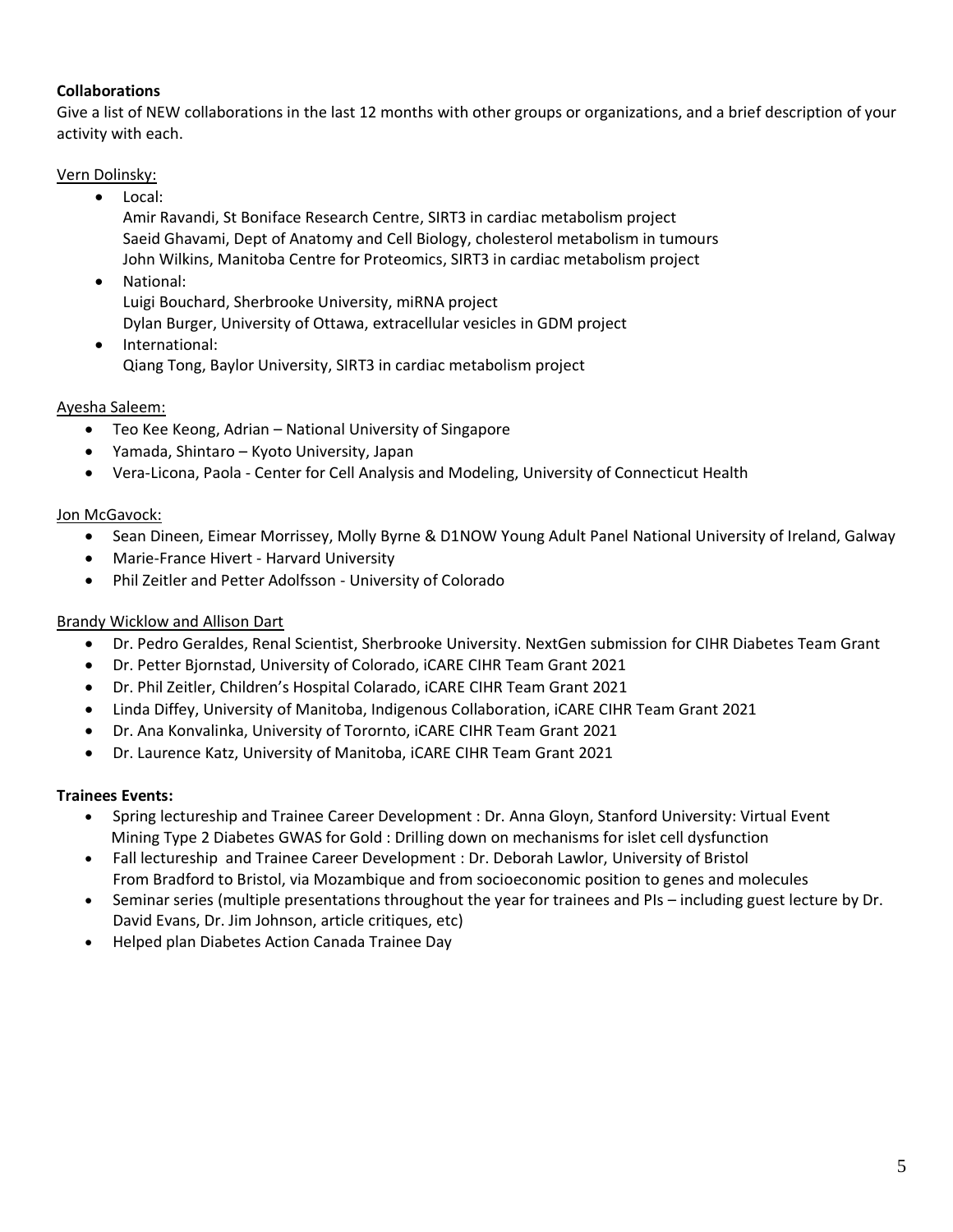**Collaborations**

Give a list of NEW collaborations in the last 12 months with other groups or organizations, and a brief description of your activity with each.

Vern Dolinsky:

- Local:
  Amir Ravandi, St Boniface Research Centre, SIRT3 in cardiac metabolism project
  Saeid Ghavami, Dept of Anatomy and Cell Biology, cholesterol metabolism in tumours
  John Wilkins, Manitoba Centre for Proteomics, SIRT3 in cardiac metabolism project
- National:
  Luigi Bouchard, Sherbrooke University, miRNA project
  Dylan Burger, University of Ottawa, extracellular vesicles in GDM project
- International:
  Qiang Tong, Baylor University, SIRT3 in cardiac metabolism project

Ayesha Saleem:

- Teo Kee Keong, Adrian – National University of Singapore
- Yamada, Shintaro – Kyoto University, Japan
- Vera-Licona, Paola - Center for Cell Analysis and Modeling, University of Connecticut Health

Jon McGavock:

- Sean Dineen, Eimear Morrissey, Molly Byrne & D1NOW Young Adult Panel National University of Ireland, Galway
- Marie-France Hivert - Harvard University
- Phil Zeitler and Petter Adolfsson - University of Colorado

Brandy Wicklow and Allison Dart

- Dr. Pedro Geraldes, Renal Scientist, Sherbrooke University. NextGen submission for CIHR Diabetes Team Grant
- Dr. Petter Bjornstad, University of Colorado, iCARE CIHR Team Grant 2021
- Dr. Phil Zeitler, Children's Hospital Colarado, iCARE CIHR Team Grant 2021
- Linda Diffey, University of Manitoba, Indigenous Collaboration, iCARE CIHR Team Grant 2021
- Dr. Ana Konvalinka, University of Torornto, iCARE CIHR Team Grant 2021
- Dr. Laurence Katz, University of Manitoba, iCARE CIHR Team Grant 2021

**Trainees Events:**

- Spring lectureship and Trainee Career Development : Dr. Anna Gloyn, Stanford University: Virtual Event
  Mining Type 2 Diabetes GWAS for Gold : Drilling down on mechanisms for islet cell dysfunction
- Fall lectureship and Trainee Career Development : Dr. Deborah Lawlor, University of Bristol
  From Bradford to Bristol, via Mozambique and from socioeconomic position to genes and molecules
- Seminar series (multiple presentations throughout the year for trainees and PIs – including guest lecture by Dr. David Evans, Dr. Jim Johnson, article critiques, etc)
- Helped plan Diabetes Action Canada Trainee Day